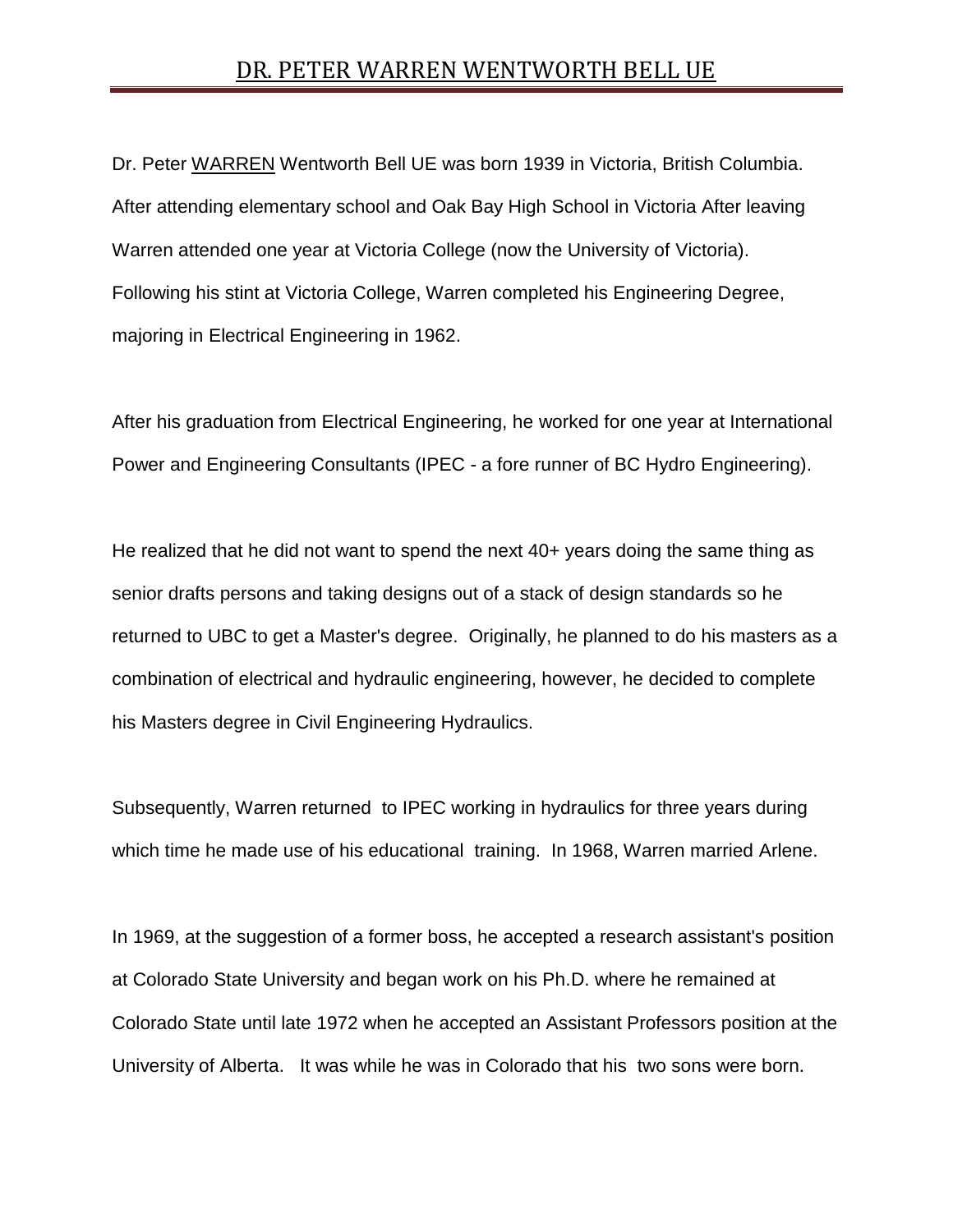# DR. PETER WARREN WENTWORTH BELL UE

Dr. Peter WARREN Wentworth Bell UE was born 1939 in Victoria, British Columbia. After attending elementary school and Oak Bay High School in Victoria After leaving Warren attended one year at Victoria College (now the University of Victoria). Following his stint at Victoria College, Warren completed his Engineering Degree, majoring in Electrical Engineering in 1962.

After his graduation from Electrical Engineering, he worked for one year at International Power and Engineering Consultants (IPEC - a fore runner of BC Hydro Engineering).

He realized that he did not want to spend the next 40+ years doing the same thing as senior drafts persons and taking designs out of a stack of design standards so he returned to UBC to get a Master's degree. Originally, he planned to do his masters as a combination of electrical and hydraulic engineering, however, he decided to complete his Masters degree in Civil Engineering Hydraulics.

Subsequently, Warren returned to IPEC working in hydraulics for three years during which time he made use of his educational training. In 1968, Warren married Arlene.

In 1969, at the suggestion of a former boss, he accepted a research assistant's position at Colorado State University and began work on his Ph.D. where he remained at Colorado State until late 1972 when he accepted an Assistant Professors position at the University of Alberta. It was while he was in Colorado that his two sons were born.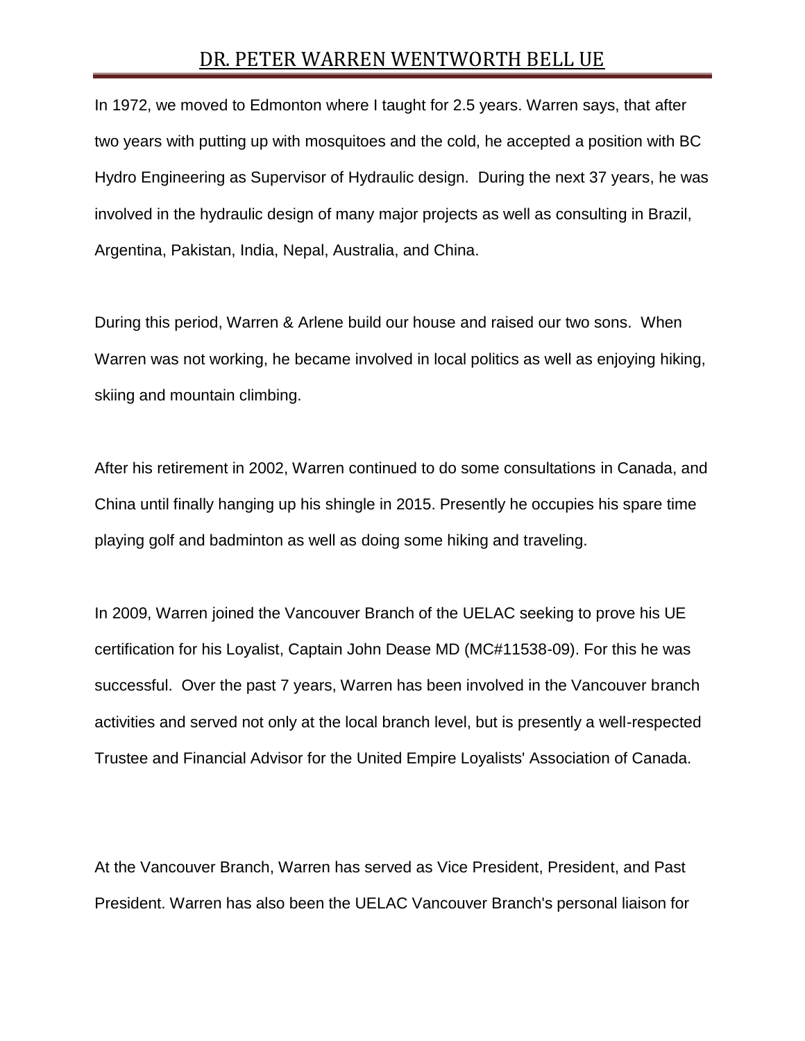In 1972, we moved to Edmonton where I taught for 2.5 years. Warren says, that after two years with putting up with mosquitoes and the cold, he accepted a position with BC Hydro Engineering as Supervisor of Hydraulic design. During the next 37 years, he was involved in the hydraulic design of many major projects as well as consulting in Brazil, Argentina, Pakistan, India, Nepal, Australia, and China.

During this period, Warren & Arlene build our house and raised our two sons. When Warren was not working, he became involved in local politics as well as enjoying hiking, skiing and mountain climbing.

After his retirement in 2002, Warren continued to do some consultations in Canada, and China until finally hanging up his shingle in 2015. Presently he occupies his spare time playing golf and badminton as well as doing some hiking and traveling.

In 2009, Warren joined the Vancouver Branch of the UELAC seeking to prove his UE certification for his Loyalist, Captain John Dease MD (MC#11538-09). For this he was successful. Over the past 7 years, Warren has been involved in the Vancouver branch activities and served not only at the local branch level, but is presently a well-respected Trustee and Financial Advisor for the United Empire Loyalists' Association of Canada.

At the Vancouver Branch, Warren has served as Vice President, President, and Past President. Warren has also been the UELAC Vancouver Branch's personal liaison for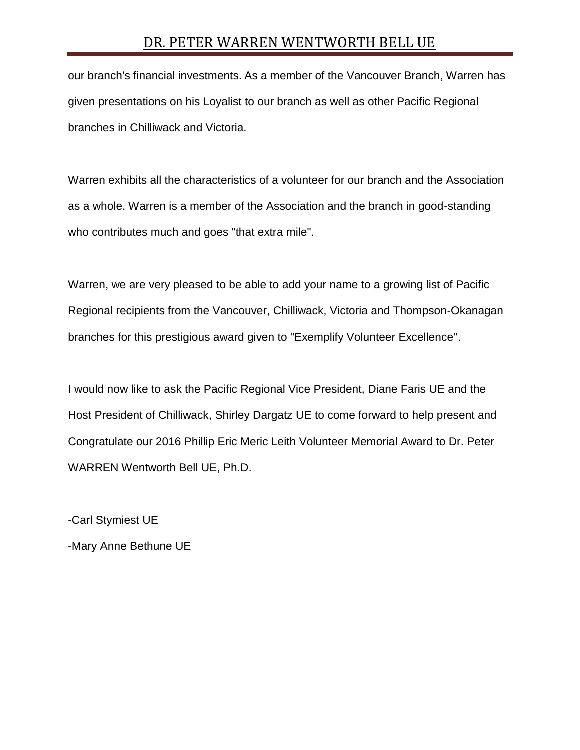our branch's financial investments. As a member of the Vancouver Branch, Warren has given presentations on his Loyalist to our branch as well as other Pacific Regional branches in Chilliwack and Victoria.

Warren exhibits all the characteristics of a volunteer for our branch and the Association as a whole. Warren is a member of the Association and the branch in good-standing who contributes much and goes "that extra mile".

Warren, we are very pleased to be able to add your name to a growing list of Pacific Regional recipients from the Vancouver, Chilliwack, Victoria and Thompson-Okanagan branches for this prestigious award given to "Exemplify Volunteer Excellence".

I would now like to ask the Pacific Regional Vice President, Diane Faris UE and the Host President of Chilliwack, Shirley Dargatz UE to come forward to help present and Congratulate our 2016 Phillip Eric Meric Leith Volunteer Memorial Award to Dr. Peter WARREN Wentworth Bell UE, Ph.D.

-Carl Stymiest UE

-Mary Anne Bethune UE